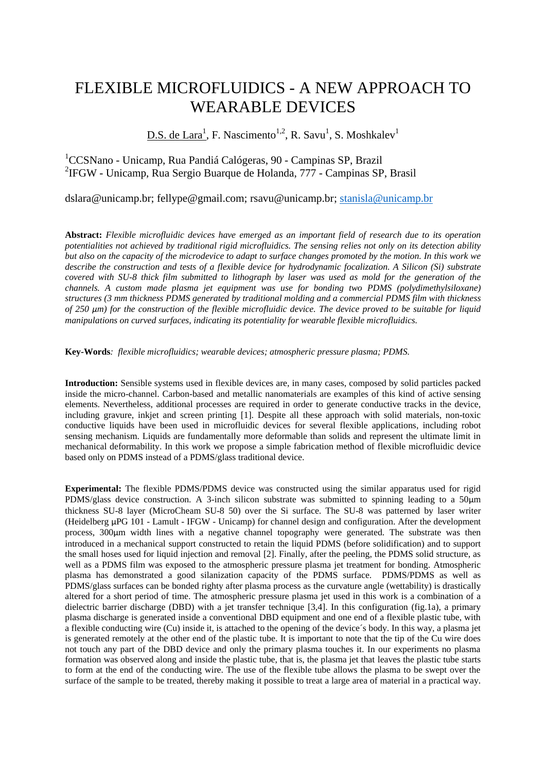# FLEXIBLE MICROFLUIDICS - A NEW APPROACH TO WEARABLE DEVICES

D.S. de Lara[1], F. Nascimento[1,2], R. Savu[1], S. Moshkalev[1]

[1]CCSNano - Unicamp, Rua Pandiá Calógeras, 90 - Campinas SP, Brazil
[2]IFGW - Unicamp, Rua Sergio Buarque de Holanda, 777 - Campinas SP, Brasil

dslara@unicamp.br; fellype@gmail.com; rsavu@unicamp.br; stanisla@unicamp.br

**Abstract:** *Flexible microfluidic devices have emerged as an important field of research due to its operation potentialities not achieved by traditional rigid microfluidics. The sensing relies not only on its detection ability but also on the capacity of the microdevice to adapt to surface changes promoted by the motion. In this work we describe the construction and tests of a flexible device for hydrodynamic focalization. A Silicon (Si) substrate covered with SU-8 thick film submitted to lithograph by laser was used as mold for the generation of the channels. A custom made plasma jet equipment was use for bonding two PDMS (polydimethylsiloxane) structures (3 mm thickness PDMS generated by traditional molding and a commercial PDMS film with thickness of 250 µm) for the construction of the flexible microfluidic device. The device proved to be suitable for liquid manipulations on curved surfaces, indicating its potentiality for wearable flexible microfluidics.*

**Key-Words***: flexible microfluidics; wearable devices; atmospheric pressure plasma; PDMS.*

**Introduction:** Sensible systems used in flexible devices are, in many cases, composed by solid particles packed inside the micro-channel. Carbon-based and metallic nanomaterials are examples of this kind of active sensing elements. Nevertheless, additional processes are required in order to generate conductive tracks in the device, including gravure, inkjet and screen printing [1]. Despite all these approach with solid materials, non-toxic conductive liquids have been used in microfluidic devices for several flexible applications, including robot sensing mechanism. Liquids are fundamentally more deformable than solids and represent the ultimate limit in mechanical deformability. In this work we propose a simple fabrication method of flexible microfluidic device based only on PDMS instead of a PDMS/glass traditional device.

**Experimental:** The flexible PDMS/PDMS device was constructed using the similar apparatus used for rigid PDMS/glass device construction. A 3-inch silicon substrate was submitted to spinning leading to a 50µm thickness SU-8 layer (MicroCheam SU-8 50) over the Si surface. The SU-8 was patterned by laser writer (Heidelberg µPG 101 - Lamult - IFGW - Unicamp) for channel design and configuration. After the development process, 300µm width lines with a negative channel topography were generated. The substrate was then introduced in a mechanical support constructed to retain the liquid PDMS (before solidification) and to support the small hoses used for liquid injection and removal [2]. Finally, after the peeling, the PDMS solid structure, as well as a PDMS film was exposed to the atmospheric pressure plasma jet treatment for bonding. Atmospheric plasma has demonstrated a good silanization capacity of the PDMS surface. PDMS/PDMS as well as PDMS/glass surfaces can be bonded righty after plasma process as the curvature angle (wettability) is drastically altered for a short period of time. The atmospheric pressure plasma jet used in this work is a combination of a dielectric barrier discharge (DBD) with a jet transfer technique [3,4]. In this configuration (fig.1a), a primary plasma discharge is generated inside a conventional DBD equipment and one end of a flexible plastic tube, with a flexible conducting wire (Cu) inside it, is attached to the opening of the device´s body. In this way, a plasma jet is generated remotely at the other end of the plastic tube. It is important to note that the tip of the Cu wire does not touch any part of the DBD device and only the primary plasma touches it. In our experiments no plasma formation was observed along and inside the plastic tube, that is, the plasma jet that leaves the plastic tube starts to form at the end of the conducting wire. The use of the flexible tube allows the plasma to be swept over the surface of the sample to be treated, thereby making it possible to treat a large area of material in a practical way.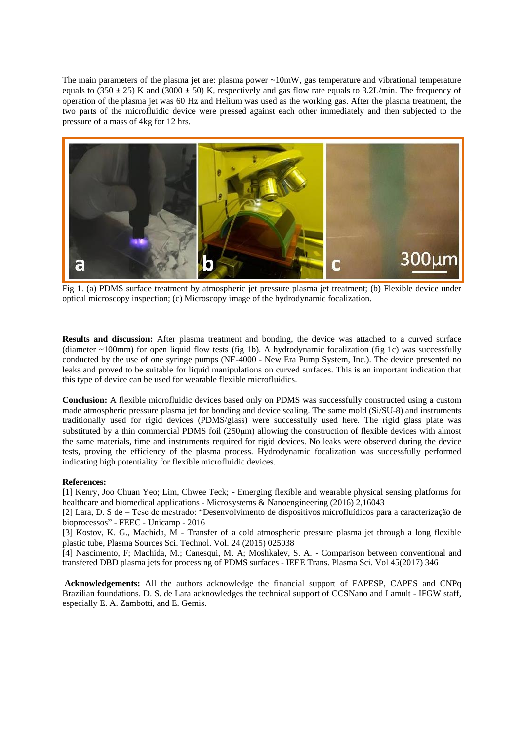The main parameters of the plasma jet are: plasma power ~10mW, gas temperature and vibrational temperature equals to (350 ± 25) K and (3000 ± 50) K, respectively and gas flow rate equals to 3.2L/min. The frequency of operation of the plasma jet was 60 Hz and Helium was used as the working gas. After the plasma treatment, the two parts of the microfluidic device were pressed against each other immediately and then subjected to the pressure of a mass of 4kg for 12 hrs.

Fig 1. (a) PDMS surface treatment by atmospheric jet pressure plasma jet treatment; (b) Flexible device under optical microscopy inspection; (c) Microscopy image of the hydrodynamic focalization.

**Results and discussion:** After plasma treatment and bonding, the device was attached to a curved surface (diameter ~100mm) for open liquid flow tests (fig 1b). A hydrodynamic focalization (fig 1c) was successfully conducted by the use of one syringe pumps (NE-4000 - New Era Pump System, Inc.). The device presented no leaks and proved to be suitable for liquid manipulations on curved surfaces. This is an important indication that this type of device can be used for wearable flexible microfluidics.

**Conclusion:** A flexible microfluidic devices based only on PDMS was successfully constructed using a custom made atmospheric pressure plasma jet for bonding and device sealing. The same mold (Si/SU-8) and instruments traditionally used for rigid devices (PDMS/glass) were successfully used here. The rigid glass plate was substituted by a thin commercial PDMS foil (250μm) allowing the construction of flexible devices with almost the same materials, time and instruments required for rigid devices. No leaks were observed during the device tests, proving the efficiency of the plasma process. Hydrodynamic focalization was successfully performed indicating high potentiality for flexible microfluidic devices.

**References:**

[1] Kenry, Joo Chuan Yeo; Lim, Chwee Teck; - Emerging flexible and wearable physical sensing platforms for healthcare and biomedical applications - Microsystems & Nanoengineering (2016) 2,16043

[2] Lara, D. S de – Tese de mestrado: "Desenvolvimento de dispositivos microfluídicos para a caracterização de bioprocessos" - FEEC - Unicamp - 2016

[3] Kostov, K. G., Machida, M - Transfer of a cold atmospheric pressure plasma jet through a long flexible plastic tube, Plasma Sources Sci. Technol. Vol. 24 (2015) 025038

[4] Nascimento, F; Machida, M.; Canesqui, M. A; Moshkalev, S. A. - Comparison between conventional and transfered DBD plasma jets for processing of PDMS surfaces - IEEE Trans. Plasma Sci. Vol 45(2017) 346

**Acknowledgements:** All the authors acknowledge the financial support of FAPESP, CAPES and CNPq Brazilian foundations. D. S. de Lara acknowledges the technical support of CCSNano and Lamult - IFGW staff, especially E. A. Zambotti, and E. Gemis.